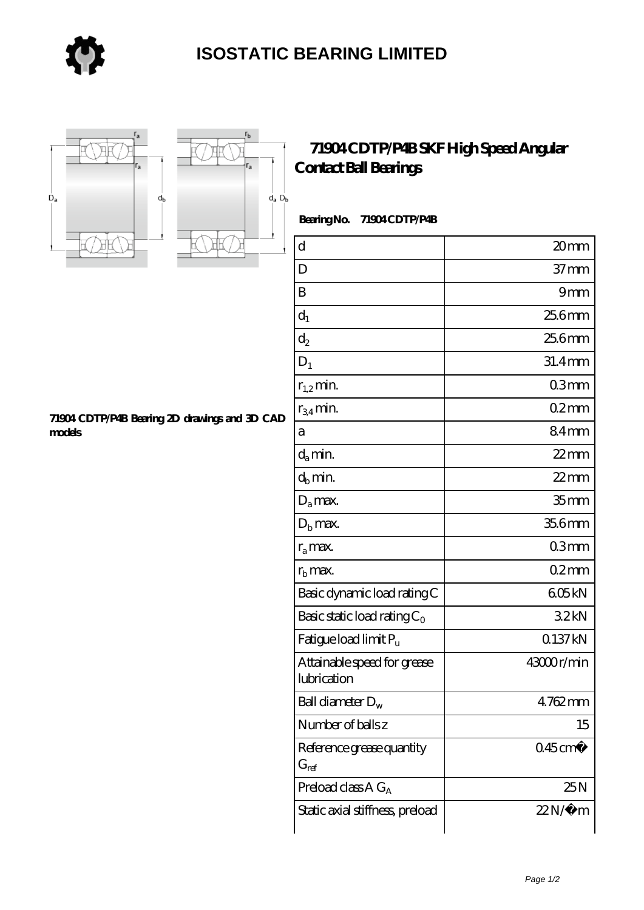# ISOSTATIC BEARING LIMITED

## 71904 CDTP/P4B SKF High Speed Angular Contact Ball Bearings

71904 CDTP/P4B Bearing 2D drawings and 3D CAD models

**Bearing No. 71904 CDTP/P4B**

| | |
|---|---|
| d | 20 mm |
| D | 37 mm |
| B | 9 mm |
| $d_1$ | 25.6 mm |
| $d_2$ | 25.6 mm |
| $D_1$ | 31.4 mm |
| $r_{1,2}$ min. | 0.3 mm |
| $r_{3,4}$ min. | 0.2 mm |
| a | 8.4 mm |
| $d_a$ min. | 22 mm |
| $d_b$ min. | 22 mm |
| $D_a$ max. | 35 mm |
| $D_b$ max. | 35.6 mm |
| $r_a$ max. | 0.3 mm |
| $r_b$ max. | 0.2 mm |
| Basic dynamic load rating C | 6.05 kN |
| Basic static load rating $C_0$ | 3.2 kN |
| Fatigue load limit $P_u$ | 0.137 kN |
| Attainable speed for grease lubrication | 43000 r/min |
| Ball diameter $D_w$ | 4.762 mm |
| Number of balls z | 15 |
| Reference grease quantity $G_{ref}$ | 0.45 cm� |
| Preload class A $G_A$ | 25 N |
| Static axial stiffness, preload | 22 N/�m |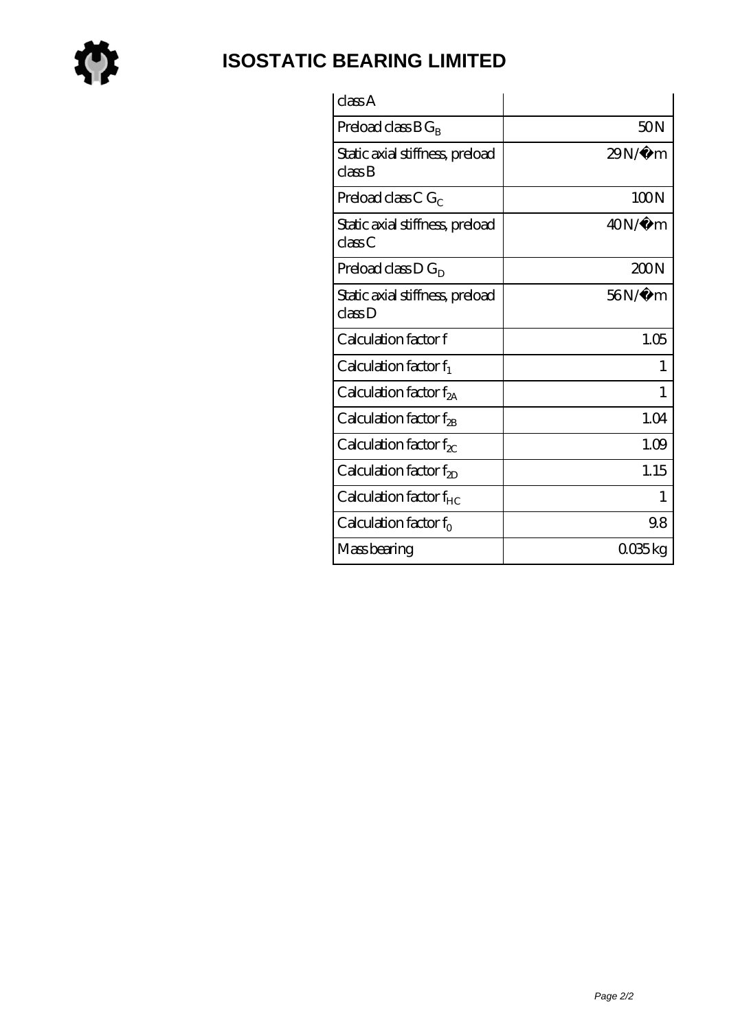| | |
|---|---|
| class A | |
| Preload class B $G_B$ | 50 N |
| Static axial stiffness, preload class B | 29 N/µm |
| Preload class C $G_C$ | 100 N |
| Static axial stiffness, preload class C | 40 N/µm |
| Preload class D $G_D$ | 200 N |
| Static axial stiffness, preload class D | 56 N/µm |
| Calculation factor f | 1.05 |
| Calculation factor $f_1$ | 1 |
| Calculation factor $f_{2A}$ | 1 |
| Calculation factor $f_{2B}$ | 1.04 |
| Calculation factor $f_{2C}$ | 1.09 |
| Calculation factor $f_{2D}$ | 1.15 |
| Calculation factor $f_{HC}$ | 1 |
| Calculation factor $f_0$ | 9.8 |
| Mass bearing | 0.035 kg |